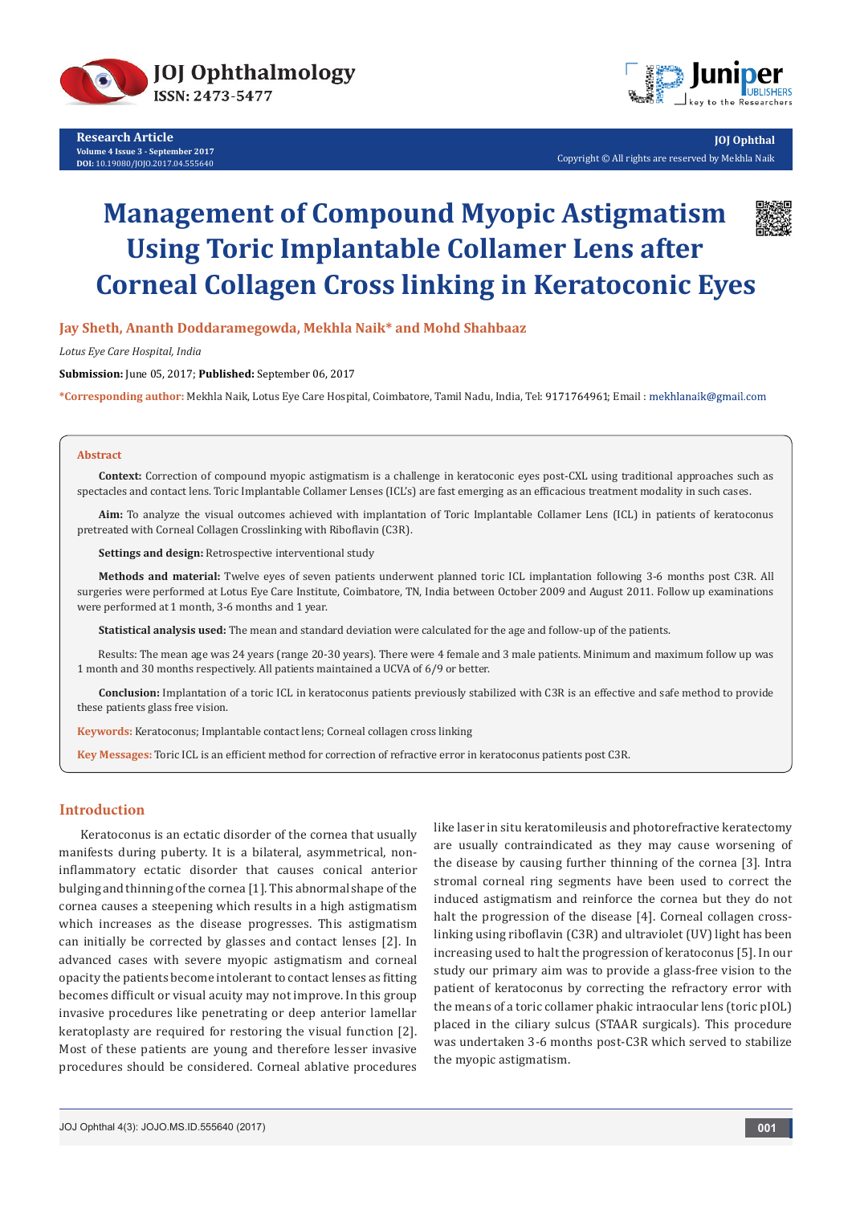Research Article
Volume 4 Issue 3 - September 2017
**DOI:** 10.19080/JOJO.2017.04.555640

JOJ Ophthal
Copyright © All rights are reserved by Mekhla Naik

# Management of Compound Myopic Astigmatism Using Toric Implantable Collamer Lens after Corneal Collagen Cross linking in Keratoconic Eyes

**Jay Sheth, Ananth Doddaramegowda, Mekhla Naik* and Mohd Shahbaaz**

*Lotus Eye Care Hospital, India*

**Submission:** June 05, 2017; **Published:** September 06, 2017

***Corresponding author:** Mekhla Naik, Lotus Eye Care Hospital, Coimbatore, Tamil Nadu, India, Tel: 9171764961; Email : mekhlanaik@gmail.com

## Abstract

**Context:** Correction of compound myopic astigmatism is a challenge in keratoconic eyes post-CXL using traditional approaches such as spectacles and contact lens. Toric Implantable Collamer Lenses (ICL's) are fast emerging as an efficacious treatment modality in such cases.

**Aim:** To analyze the visual outcomes achieved with implantation of Toric Implantable Collamer Lens (ICL) in patients of keratoconus pretreated with Corneal Collagen Crosslinking with Riboflavin (C3R).

**Settings and design:** Retrospective interventional study

**Methods and material:** Twelve eyes of seven patients underwent planned toric ICL implantation following 3-6 months post C3R. All surgeries were performed at Lotus Eye Care Institute, Coimbatore, TN, India between October 2009 and August 2011. Follow up examinations were performed at 1 month, 3-6 months and 1 year.

**Statistical analysis used:** The mean and standard deviation were calculated for the age and follow-up of the patients.

Results: The mean age was 24 years (range 20-30 years). There were 4 female and 3 male patients. Minimum and maximum follow up was 1 month and 30 months respectively. All patients maintained a UCVA of 6/9 or better.

**Conclusion:** Implantation of a toric ICL in keratoconus patients previously stabilized with C3R is an effective and safe method to provide these patients glass free vision.

**Keywords:** Keratoconus; Implantable contact lens; Corneal collagen cross linking

**Key Messages:** Toric ICL is an efficient method for correction of refractive error in keratoconus patients post C3R.

## Introduction

Keratoconus is an ectatic disorder of the cornea that usually manifests during puberty. It is a bilateral, asymmetrical, non-inflammatory ectatic disorder that causes conical anterior bulging and thinning of the cornea [1]. This abnormal shape of the cornea causes a steepening which results in a high astigmatism which increases as the disease progresses. This astigmatism can initially be corrected by glasses and contact lenses [2]. In advanced cases with severe myopic astigmatism and corneal opacity the patients become intolerant to contact lenses as fitting becomes difficult or visual acuity may not improve. In this group invasive procedures like penetrating or deep anterior lamellar keratoplasty are required for restoring the visual function [2]. Most of these patients are young and therefore lesser invasive procedures should be considered. Corneal ablative procedures like laser in situ keratomileusis and photorefractive keratectomy are usually contraindicated as they may cause worsening of the disease by causing further thinning of the cornea [3]. Intra stromal corneal ring segments have been used to correct the induced astigmatism and reinforce the cornea but they do not halt the progression of the disease [4]. Corneal collagen cross-linking using riboflavin (C3R) and ultraviolet (UV) light has been increasing used to halt the progression of keratoconus [5]. In our study our primary aim was to provide a glass-free vision to the patient of keratoconus by correcting the refractory error with the means of a toric collamer phakic intraocular lens (toric pIOL) placed in the ciliary sulcus (STAAR surgicals). This procedure was undertaken 3-6 months post-C3R which served to stabilize the myopic astigmatism.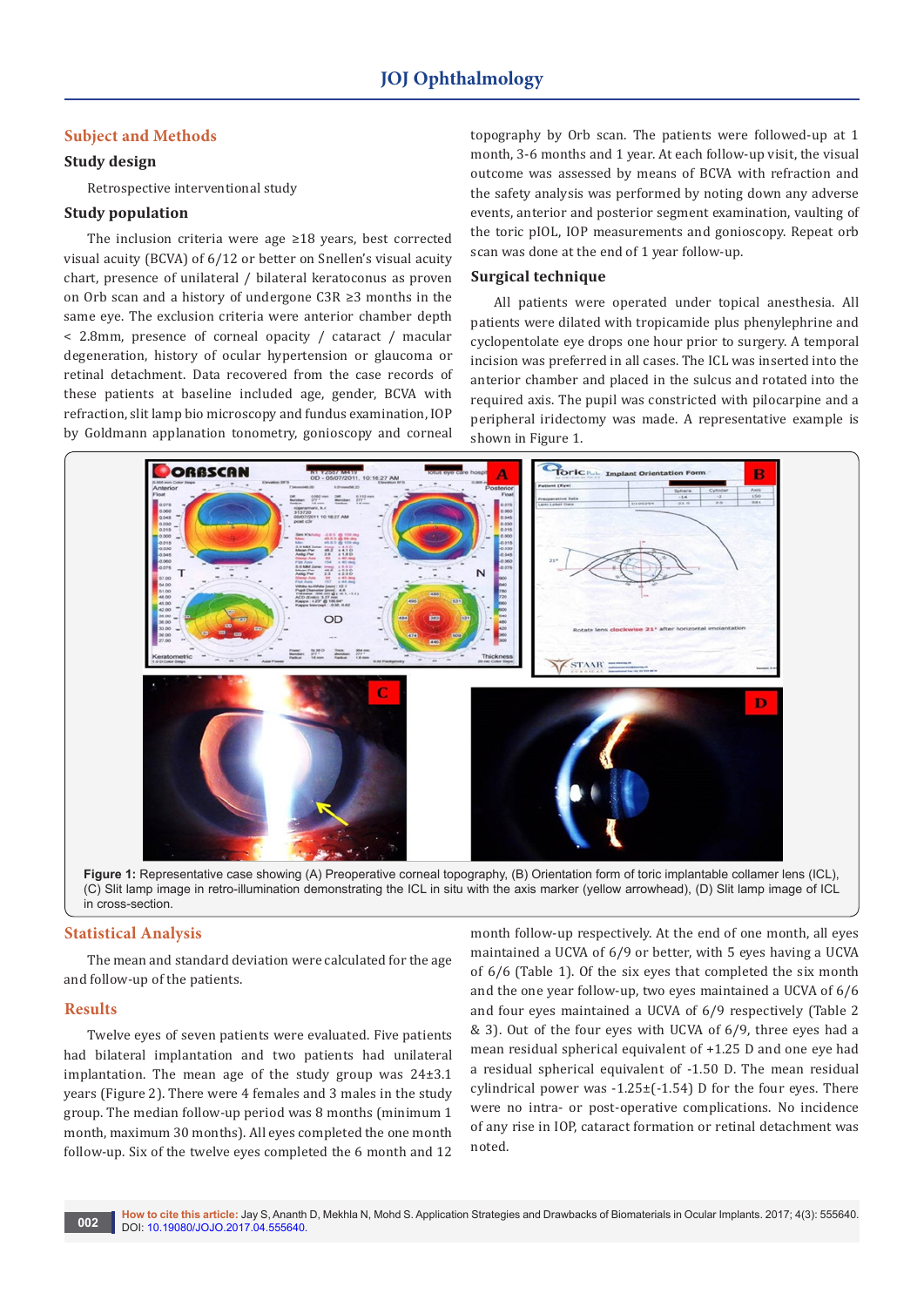## Subject and Methods

### Study design

Retrospective interventional study

### Study population

The inclusion criteria were age ≥18 years, best corrected visual acuity (BCVA) of 6/12 or better on Snellen's visual acuity chart, presence of unilateral / bilateral keratoconus as proven on Orb scan and a history of undergone C3R ≥3 months in the same eye. The exclusion criteria were anterior chamber depth < 2.8mm, presence of corneal opacity / cataract / macular degeneration, history of ocular hypertension or glaucoma or retinal detachment. Data recovered from the case records of these patients at baseline included age, gender, BCVA with refraction, slit lamp bio microscopy and fundus examination, IOP by Goldmann applanation tonometry, gonioscopy and corneal topography by Orb scan. The patients were followed-up at 1 month, 3-6 months and 1 year. At each follow-up visit, the visual outcome was assessed by means of BCVA with refraction and the safety analysis was performed by noting down any adverse events, anterior and posterior segment examination, vaulting of the toric pIOL, IOP measurements and gonioscopy. Repeat orb scan was done at the end of 1 year follow-up.

### Surgical technique

All patients were operated under topical anesthesia. All patients were dilated with tropicamide plus phenylephrine and cyclopentolate eye drops one hour prior to surgery. A temporal incision was preferred in all cases. The ICL was inserted into the anterior chamber and placed in the sulcus and rotated into the required axis. The pupil was constricted with pilocarpine and a peripheral iridectomy was made. A representative example is shown in Figure 1.

**Figure 1:** Representative case showing (A) Preoperative corneal topography, (B) Orientation form of toric implantable collamer lens (ICL), (C) Slit lamp image in retro-illumination demonstrating the ICL in situ with the axis marker (yellow arrowhead), (D) Slit lamp image of ICL in cross-section.

## Statistical Analysis

The mean and standard deviation were calculated for the age and follow-up of the patients.

## Results

Twelve eyes of seven patients were evaluated. Five patients had bilateral implantation and two patients had unilateral implantation. The mean age of the study group was 24±3.1 years (Figure 2). There were 4 females and 3 males in the study group. The median follow-up period was 8 months (minimum 1 month, maximum 30 months). All eyes completed the one month follow-up. Six of the twelve eyes completed the 6 month and 12 month follow-up respectively. At the end of one month, all eyes maintained a UCVA of 6/9 or better, with 5 eyes having a UCVA of 6/6 (Table 1). Of the six eyes that completed the six month and the one year follow-up, two eyes maintained a UCVA of 6/6 and four eyes maintained a UCVA of 6/9 respectively (Table 2 & 3). Out of the four eyes with UCVA of 6/9, three eyes had a mean residual spherical equivalent of +1.25 D and one eye had a residual spherical equivalent of -1.50 D. The mean residual cylindrical power was -1.25±(-1.54) D for the four eyes. There were no intra- or post-operative complications. No incidence of any rise in IOP, cataract formation or retinal detachment was noted.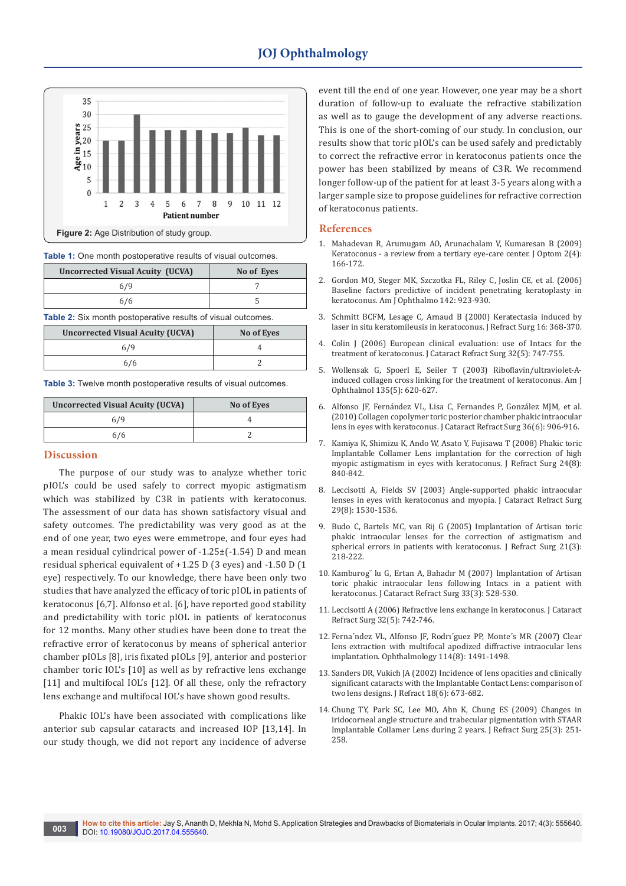Figure 2: Age Distribution of study group.

Table 1: One month postoperative results of visual outcomes.

| Uncorrected Visual Acuity (UCVA) | No of Eyes |
|---|---|
| 6/9 | 7 |
| 6/6 | 5 |

Table 2: Six month postoperative results of visual outcomes.

| Uncorrected Visual Acuity (UCVA) | No of Eyes |
|---|---|
| 6/9 | 4 |
| 6/6 | 2 |

Table 3: Twelve month postoperative results of visual outcomes.

| Uncorrected Visual Acuity (UCVA) | No of Eyes |
|---|---|
| 6/9 | 4 |
| 6/6 | 2 |

## Discussion

The purpose of our study was to analyze whether toric pIOL's could be used safely to correct myopic astigmatism which was stabilized by C3R in patients with keratoconus. The assessment of our data has shown satisfactory visual and safety outcomes. The predictability was very good as at the end of one year, two eyes were emmetrope, and four eyes had a mean residual cylindrical power of -1.25±(-1.54) D and mean residual spherical equivalent of +1.25 D (3 eyes) and -1.50 D (1 eye) respectively. To our knowledge, there have been only two studies that have analyzed the efficacy of toric pIOL in patients of keratoconus [6,7]. Alfonso et al. [6], have reported good stability and predictability with toric pIOL in patients of keratoconus for 12 months. Many other studies have been done to treat the refractive error of keratoconus by means of spherical anterior chamber pIOLs [8], iris fixated pIOLs [9], anterior and posterior chamber toric IOL's [10] as well as by refractive lens exchange [11] and multifocal IOL's [12]. Of all these, only the refractory lens exchange and multifocal IOL's have shown good results.

Phakic IOL's have been associated with complications like anterior sub capsular cataracts and increased IOP [13,14]. In our study though, we did not report any incidence of adverse event till the end of one year. However, one year may be a short duration of follow-up to evaluate the refractive stabilization as well as to gauge the development of any adverse reactions. This is one of the short-coming of our study. In conclusion, our results show that toric pIOL's can be used safely and predictably to correct the refractive error in keratoconus patients once the power has been stabilized by means of C3R. We recommend longer follow-up of the patient for at least 3-5 years along with a larger sample size to propose guidelines for refractive correction of keratoconus patients.

## References

1. Mahadevan R, Arumugam AO, Arunachalam V, Kumaresan B (2009) Keratoconus - a review from a tertiary eye-care center. J Optom 2(4): 166-172.
2. Gordon MO, Steger MK, Szczotka FL, Riley C, Joslin CE, et al. (2006) Baseline factors predictive of incident penetrating keratoplasty in keratoconus. Am J Ophthalmo 142: 923-930.
3. Schmitt BCFM, Lesage C, Arnaud B (2000) Keratectasia induced by laser in situ keratomileusis in keratoconus. J Refract Surg 16: 368-370.
4. Colin J (2006) European clinical evaluation: use of Intacs for the treatment of keratoconus. J Cataract Refract Surg 32(5): 747-755.
5. Wollensak G, Spoerl E, Seiler T (2003) Riboflavin/ultraviolet-A-induced collagen cross linking for the treatment of keratoconus. Am J Ophthalmol 135(5): 620-627.
6. Alfonso JF, Fernández VL, Lisa C, Fernandes P, González MJM, et al. (2010) Collagen copolymer toric posterior chamber phakic intraocular lens in eyes with keratoconus. J Cataract Refract Surg 36(6): 906-916.
7. Kamiya K, Shimizu K, Ando W, Asato Y, Fujisawa T (2008) Phakic toric Implantable Collamer Lens implantation for the correction of high myopic astigmatism in eyes with keratoconus. J Refract Surg 24(8): 840-842.
8. Leccisotti A, Fields SV (2003) Angle-supported phakic intraocular lenses in eyes with keratoconus and myopia. J Cataract Refract Surg 29(8): 1530-1536.
9. Budo C, Bartels MC, van Rij G (2005) Implantation of Artisan toric phakic intraocular lenses for the correction of astigmatism and spherical errors in patients with keratoconus. J Refract Surg 21(3): 218-222.
10. Kamburog˘ lu G, Ertan A, Bahadır M (2007) Implantation of Artisan toric phakic intraocular lens following Intacs in a patient with keratoconus. J Cataract Refract Surg 33(3): 528-530.
11. Leccisotti A (2006) Refractive lens exchange in keratoconus. J Cataract Refract Surg 32(5): 742-746.
12. Ferna´ndez VL, Alfonso JF, Rodrı´guez PP, Monte´s MR (2007) Clear lens extraction with multifocal apodized diffractive intraocular lens implantation. Ophthalmology 114(8): 1491-1498.
13. Sanders DR, Vukich JA (2002) Incidence of lens opacities and clinically significant cataracts with the Implantable Contact Lens: comparison of two lens designs. J Refract 18(6): 673-682.
14. Chung TY, Park SC, Lee MO, Ahn K, Chung ES (2009) Changes in iridocorneal angle structure and trabecular pigmentation with STAAR Implantable Collamer Lens during 2 years. J Refract Surg 25(3): 251-258.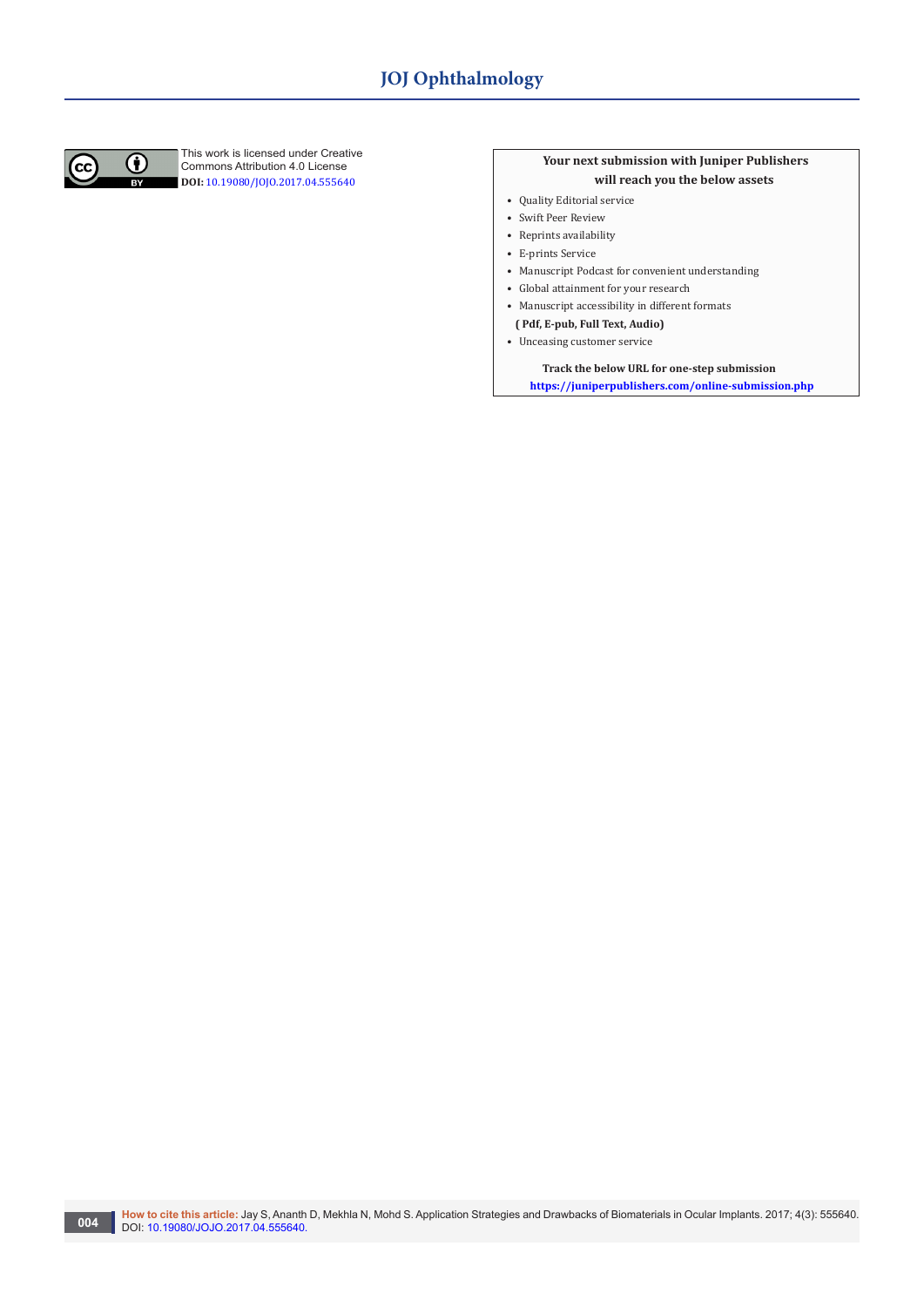This work is licensed under Creative Commons Attribution 4.0 License
**DOI:** 10.19080/JOJO.2017.04.555640

**Your next submission with Juniper Publishers will reach you the below assets**

- Quality Editorial service
- Swift Peer Review
- Reprints availability
- E-prints Service
- Manuscript Podcast for convenient understanding
- Global attainment for your research
- Manuscript accessibility in different formats

**( Pdf, E-pub, Full Text, Audio)**

- Unceasing customer service

**Track the below URL for one-step submission**
**https://juniperpublishers.com/online-submission.php**